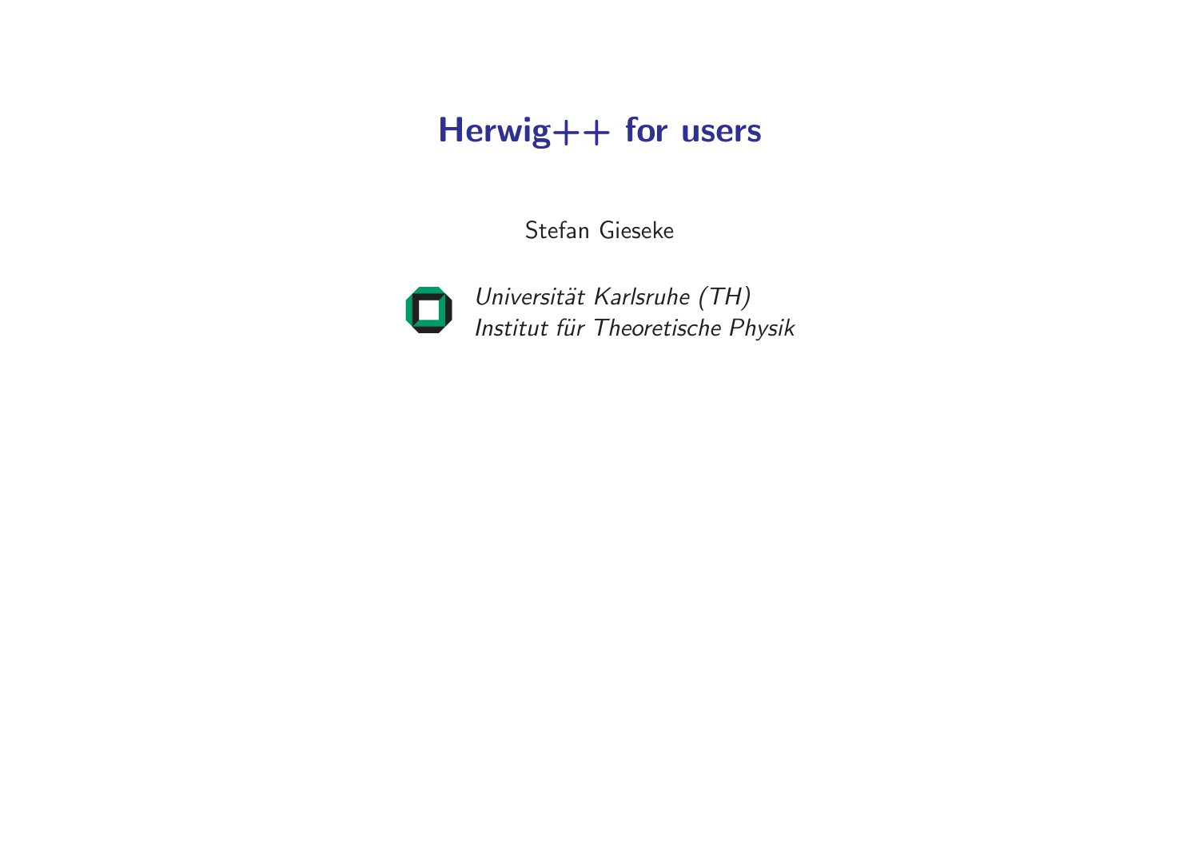# Herwig++ for users

Stefan Gieseke

*Universität Karlsruhe (TH)*
*Institut für Theoretische Physik*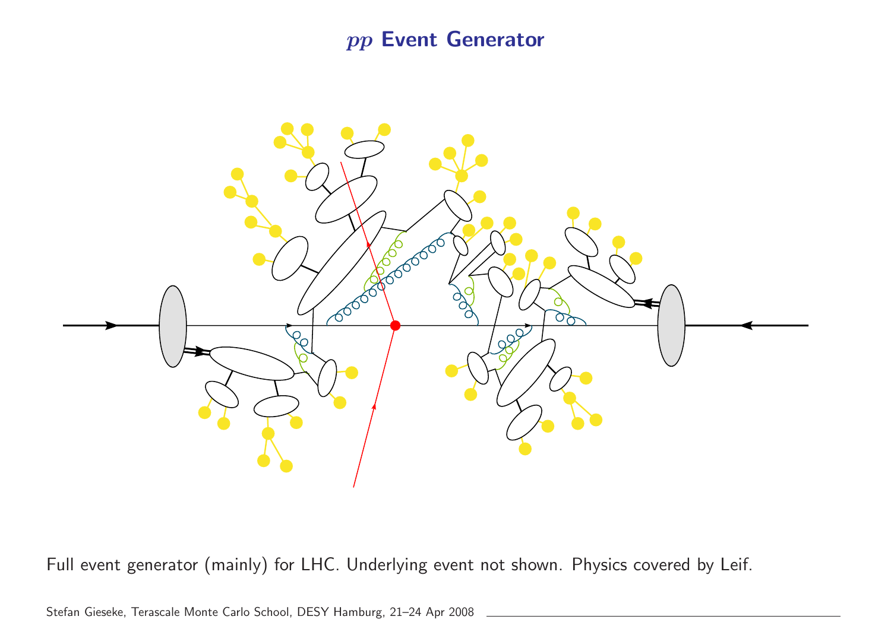# $pp$ Event Generator

Full event generator (mainly) for LHC. Underlying event not shown. Physics covered by Leif.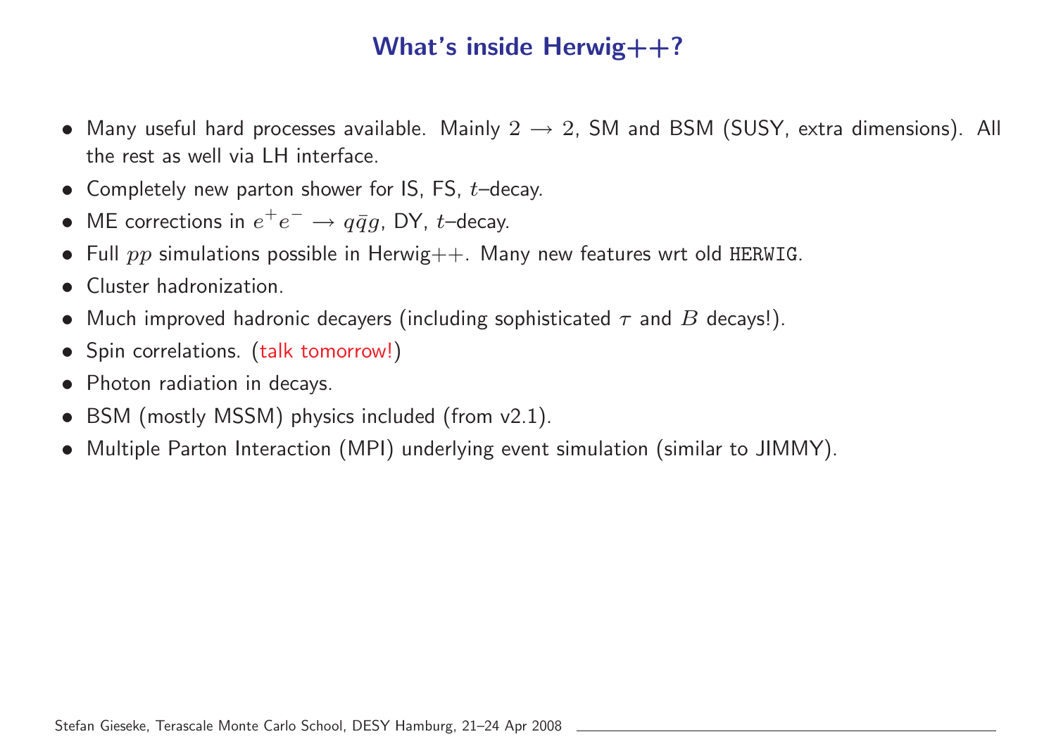# What's inside Herwig++?

- Many useful hard processes available. Mainly $2 \rightarrow 2$, SM and BSM (SUSY, extra dimensions). All the rest as well via LH interface.
- Completely new parton shower for IS, FS, $t$–decay.
- ME corrections in $e^+e^- \rightarrow q\bar{q}g$, DY, $t$–decay.
- Full $pp$ simulations possible in Herwig++. Many new features wrt old `HERWIG`.
- Cluster hadronization.
- Much improved hadronic decayers (including sophisticated $\tau$ and $B$ decays!).
- Spin correlations. (talk tomorrow!)
- Photon radiation in decays.
- BSM (mostly MSSM) physics included (from v2.1).
- Multiple Parton Interaction (MPI) underlying event simulation (similar to JIMMY).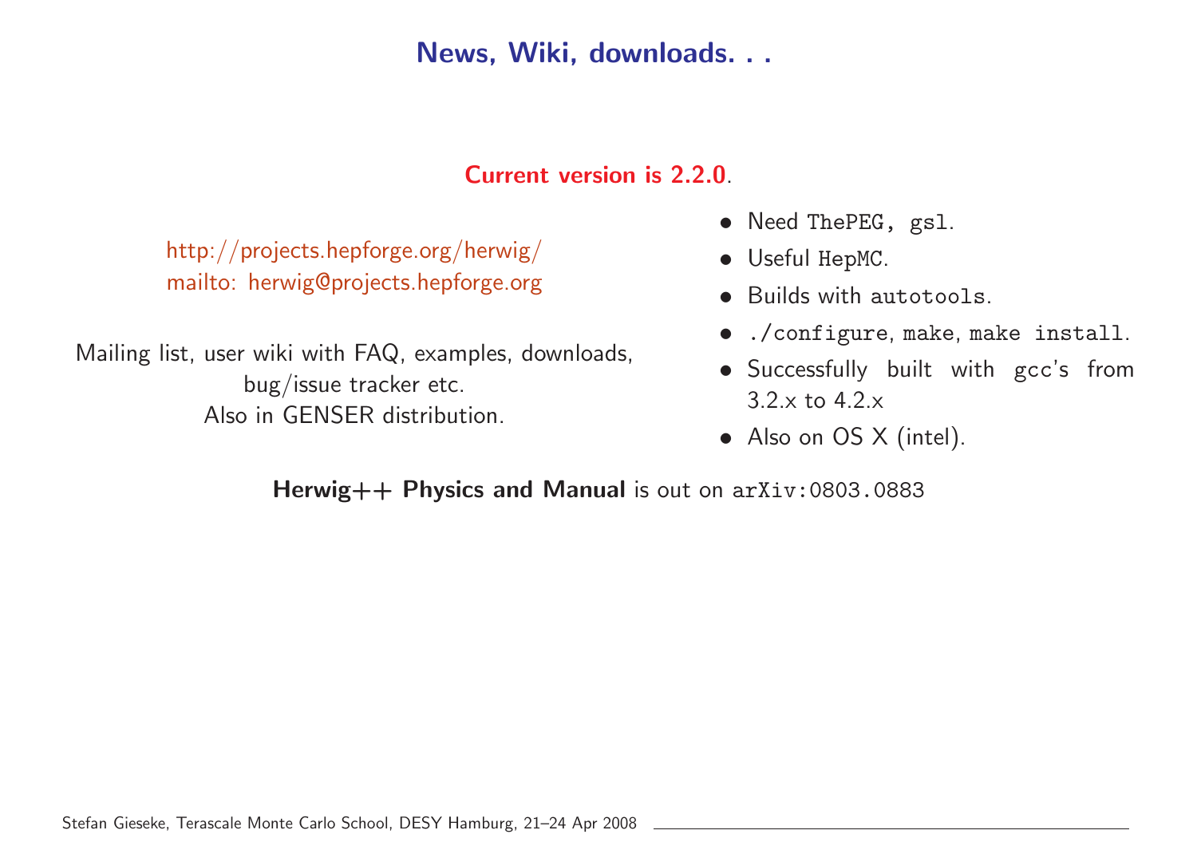# News, Wiki, downloads. . .

**Current version is 2.2.0**.

http://projects.hepforge.org/herwig/
mailto: herwig@projects.hepforge.org

Mailing list, user wiki with FAQ, examples, downloads, bug/issue tracker etc.
Also in GENSER distribution.

- Need `ThePEG, gsl`.
- Useful `HepMC`.
- Builds with `autotools`.
- `./configure`, `make`, `make install`.
- Successfully built with `gcc`'s from 3.2.x to 4.2.x
- Also on OS X (intel).

**Herwig++ Physics and Manual** is out on `arXiv:0803.0883`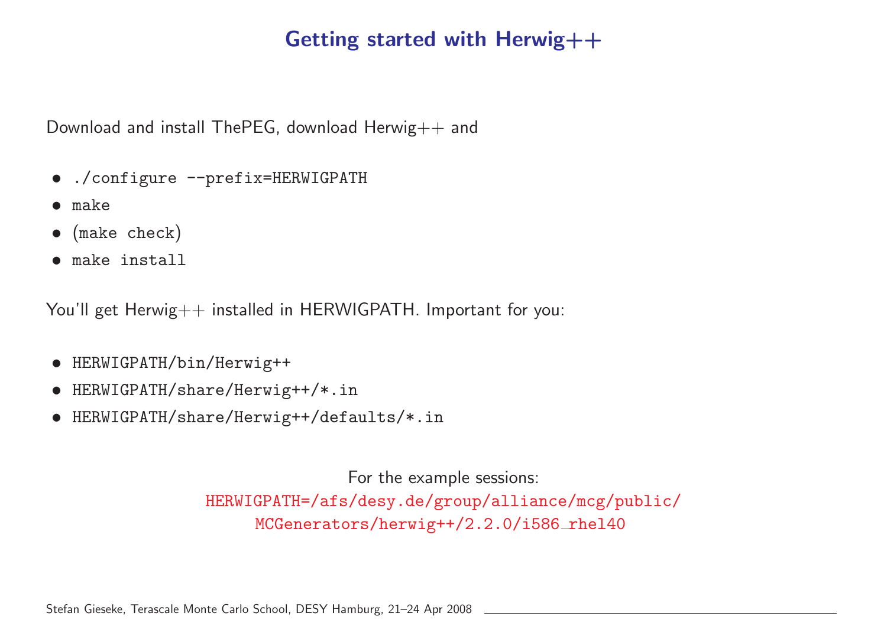# Getting started with Herwig++

Download and install ThePEG, download Herwig++ and

- `./configure --prefix=HERWIGPATH`
- `make`
- (`make check`)
- `make install`

You'll get Herwig++ installed in HERWIGPATH. Important for you:

- `HERWIGPATH/bin/Herwig++`
- `HERWIGPATH/share/Herwig++/*.in`
- `HERWIGPATH/share/Herwig++/defaults/*.in`

For the example sessions:

`HERWIGPATH=/afs/desy.de/group/alliance/mcg/public/MCGenerators/herwig++/2.2.0/i586_rhel40`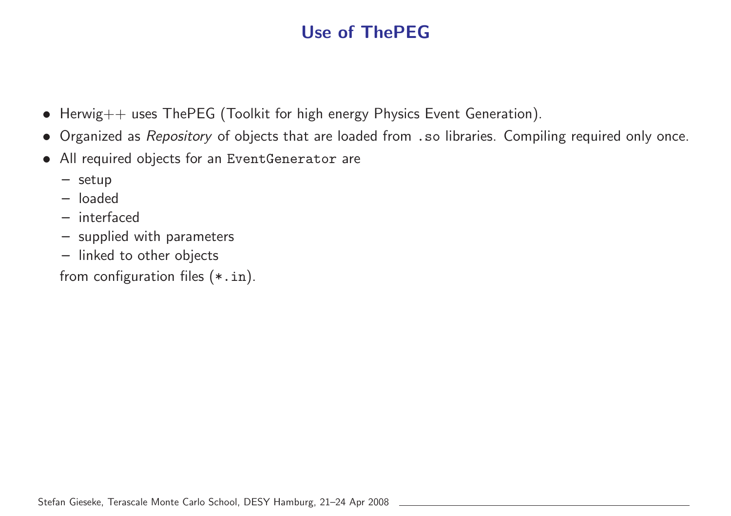# Use of ThePEG

- Herwig++ uses ThePEG (Toolkit for high energy Physics Event Generation).
- Organized as *Repository* of objects that are loaded from `.so` libraries. Compiling required only once.
- All required objects for an `EventGenerator` are
  - setup
  - loaded
  - interfaced
  - supplied with parameters
  - linked to other objects

  from configuration files (`*.in`).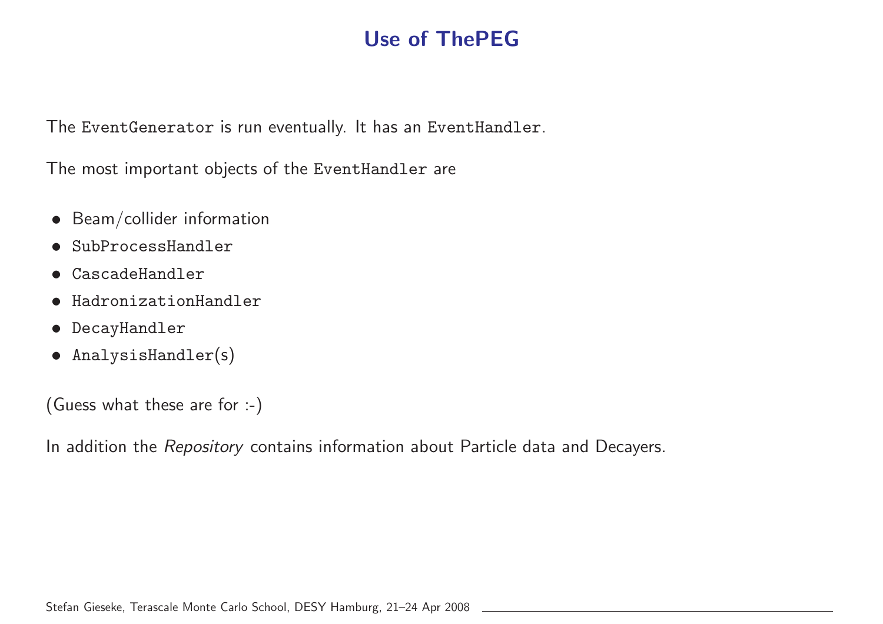# Use of ThePEG

The `EventGenerator` is run eventually. It has an `EventHandler`.

The most important objects of the `EventHandler` are

- Beam/collider information
- `SubProcessHandler`
- `CascadeHandler`
- `HadronizationHandler`
- `DecayHandler`
- `AnalysisHandler(s)`

(Guess what these are for :-)

In addition the *Repository* contains information about Particle data and Decayers.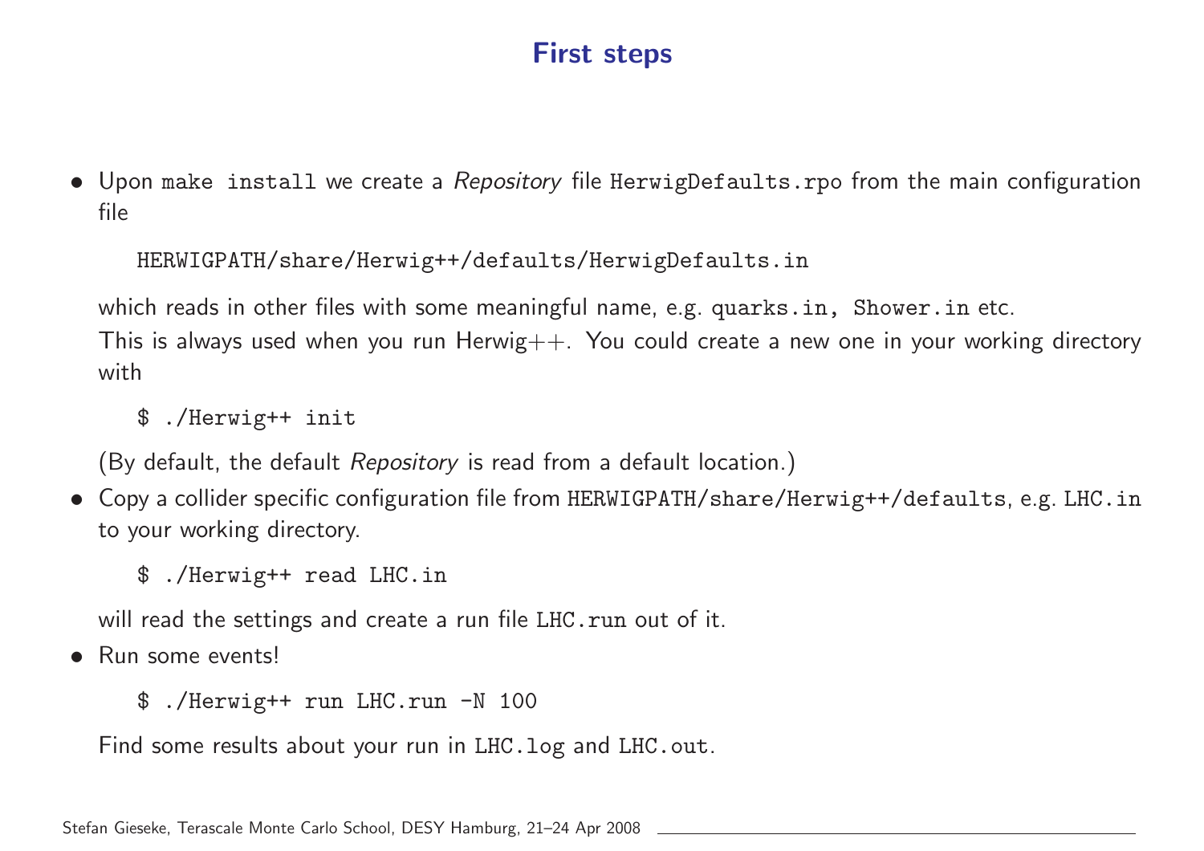# First steps

- Upon `make install` we create a *Repository* file `HerwigDefaults.rpo` from the main configuration file

  ```
  HERWIGPATH/share/Herwig++/defaults/HerwigDefaults.in
  ```

  which reads in other files with some meaningful name, e.g. `quarks.in`, `Shower.in` etc.
  This is always used when you run Herwig++. You could create a new one in your working directory with

  ```
  $ ./Herwig++ init
  ```

  (By default, the default *Repository* is read from a default location.)

- Copy a collider specific configuration file from `HERWIGPATH/share/Herwig++/defaults`, e.g. `LHC.in` to your working directory.

  ```
  $ ./Herwig++ read LHC.in
  ```

  will read the settings and create a run file `LHC.run` out of it.

- Run some events!

  ```
  $ ./Herwig++ run LHC.run -N 100
  ```

  Find some results about your run in `LHC.log` and `LHC.out`.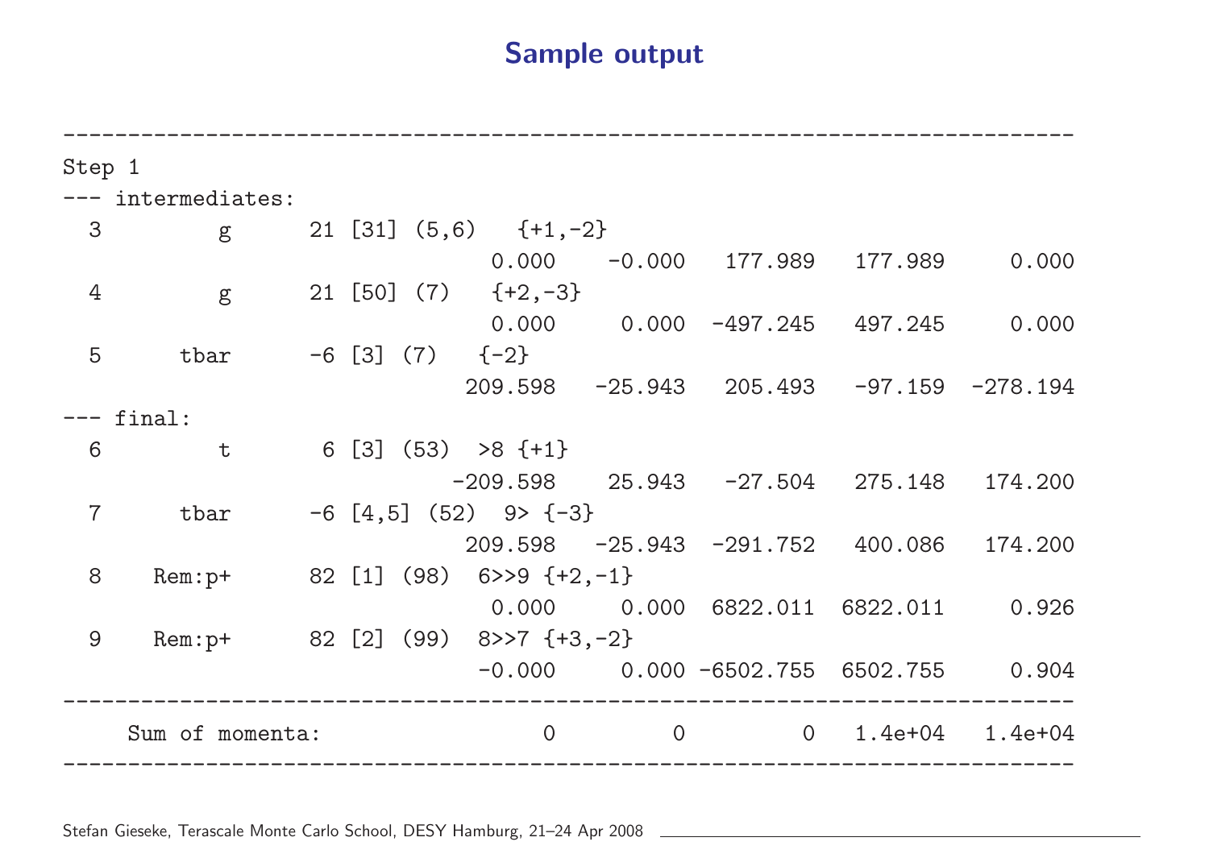# Sample output

```
------------------------------------------------------------------------------
Step 1
--- intermediates:
  3        g      21 [31] (5,6)   {+1,-2}
                             0.000    -0.000   177.989   177.989     0.000
  4        g      21 [50] (7)   {+2,-3}
                             0.000     0.000  -497.245   497.245     0.000
  5     tbar      -6 [3] (7)   {-2}
                           209.598   -25.943   205.493   -97.159  -278.194
--- final:
  6        t       6 [3] (53)  >8 {+1}
                          -209.598    25.943   -27.504   275.148   174.200
  7     tbar      -6 [4,5] (52)  9> {-3}
                           209.598   -25.943  -291.752   400.086   174.200
  8    Rem:p+     82 [1] (98)  6>>9 {+2,-1}
                             0.000     0.000  6822.011  6822.011     0.926
  9    Rem:p+     82 [2] (99)  8>>7 {+3,-2}
                            -0.000     0.000 -6502.755  6502.755     0.904
------------------------------------------------------------------------------
     Sum of momenta:                 0         0         0   1.4e+04   1.4e+04
------------------------------------------------------------------------------
```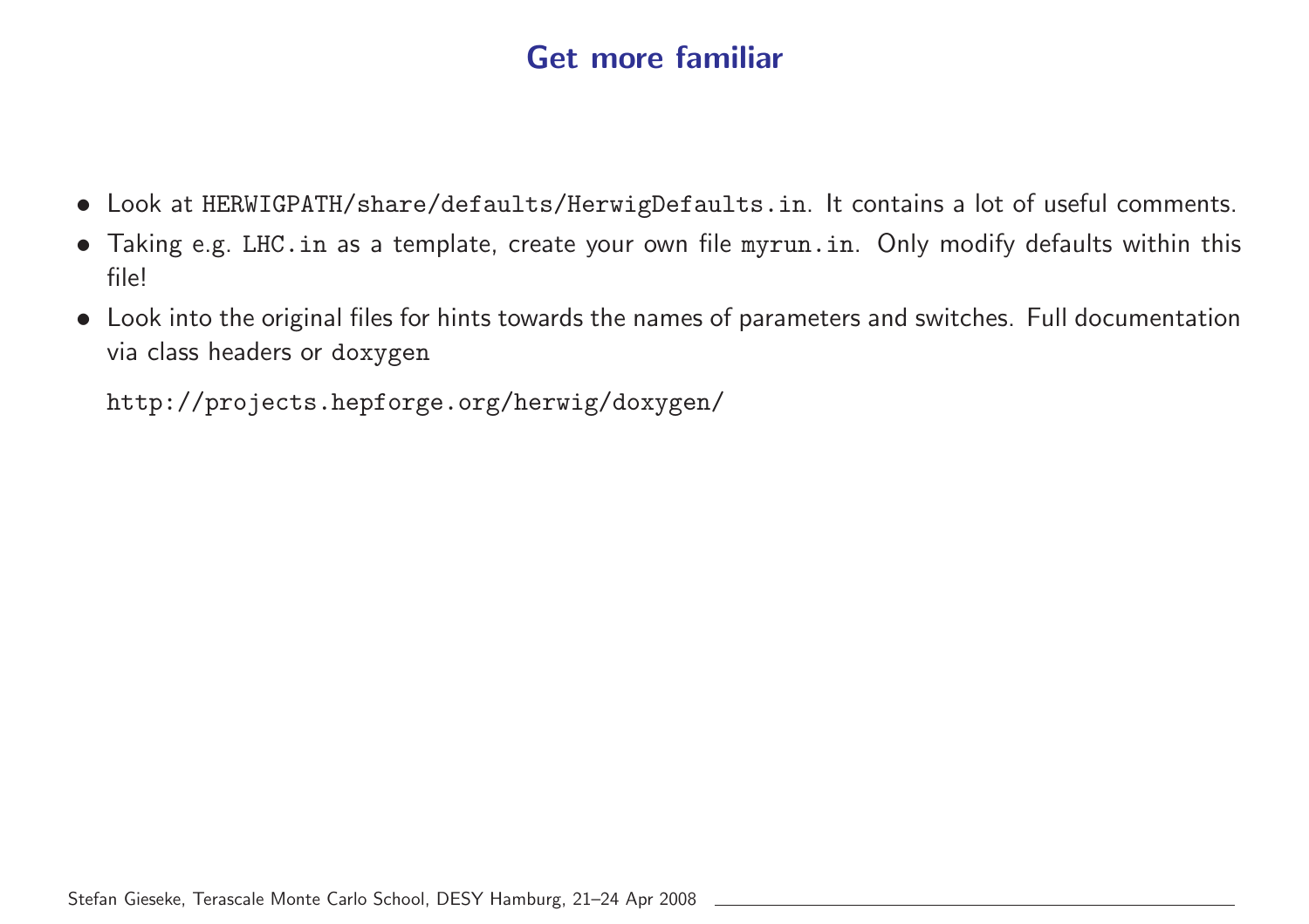# Get more familiar

- Look at `HERWIGPATH/share/defaults/HerwigDefaults.in`. It contains a lot of useful comments.
- Taking e.g. `LHC.in` as a template, create your own file `myrun.in`. Only modify defaults within this file!
- Look into the original files for hints towards the names of parameters and switches. Full documentation via class headers or `doxygen`

  `http://projects.hepforge.org/herwig/doxygen/`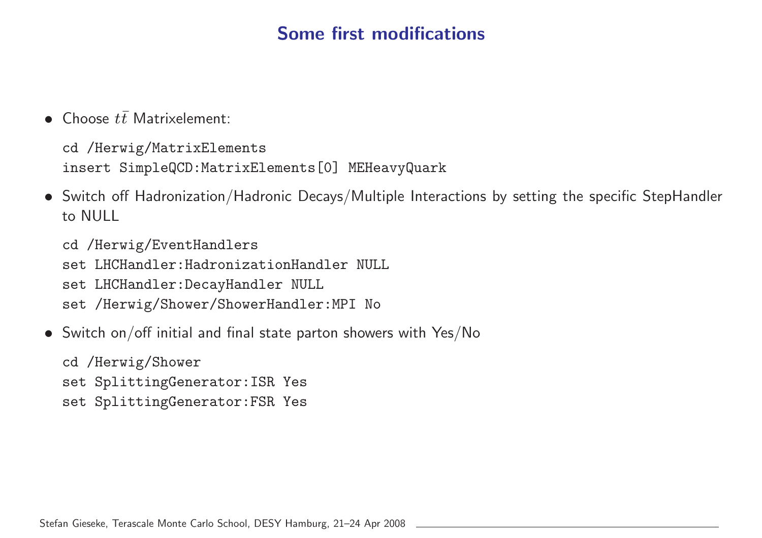# Some first modifications

- Choose $t\bar{t}$ Matrixelement:

```
cd /Herwig/MatrixElements
insert SimpleQCD:MatrixElements[0] MEHeavyQuark
```

- Switch off Hadronization/Hadronic Decays/Multiple Interactions by setting the specific StepHandler to NULL

```
cd /Herwig/EventHandlers
set LHCHandler:HadronizationHandler NULL
set LHCHandler:DecayHandler NULL
set /Herwig/Shower/ShowerHandler:MPI No
```

- Switch on/off initial and final state parton showers with Yes/No

```
cd /Herwig/Shower
set SplittingGenerator:ISR Yes
set SplittingGenerator:FSR Yes
```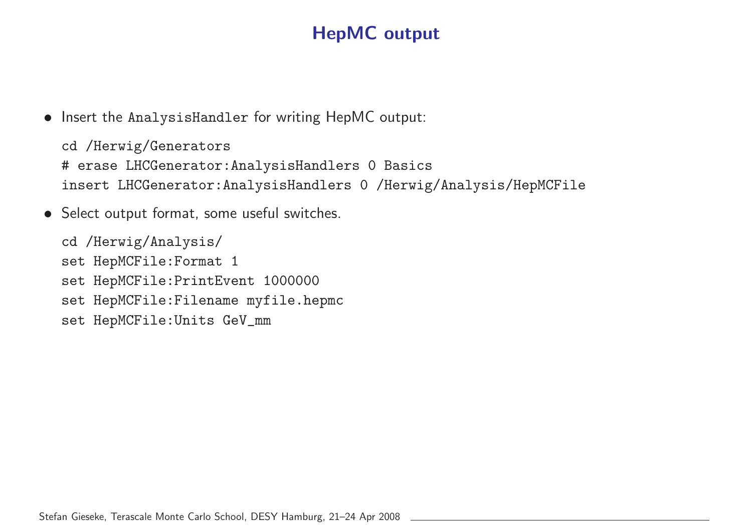# HepMC output

- Insert the `AnalysisHandler` for writing HepMC output:

```
cd /Herwig/Generators
# erase LHCGenerator:AnalysisHandlers 0 Basics
insert LHCGenerator:AnalysisHandlers 0 /Herwig/Analysis/HepMCFile
```

- Select output format, some useful switches.

```
cd /Herwig/Analysis/
set HepMCFile:Format 1
set HepMCFile:PrintEvent 1000000
set HepMCFile:Filename myfile.hepmc
set HepMCFile:Units GeV_mm
```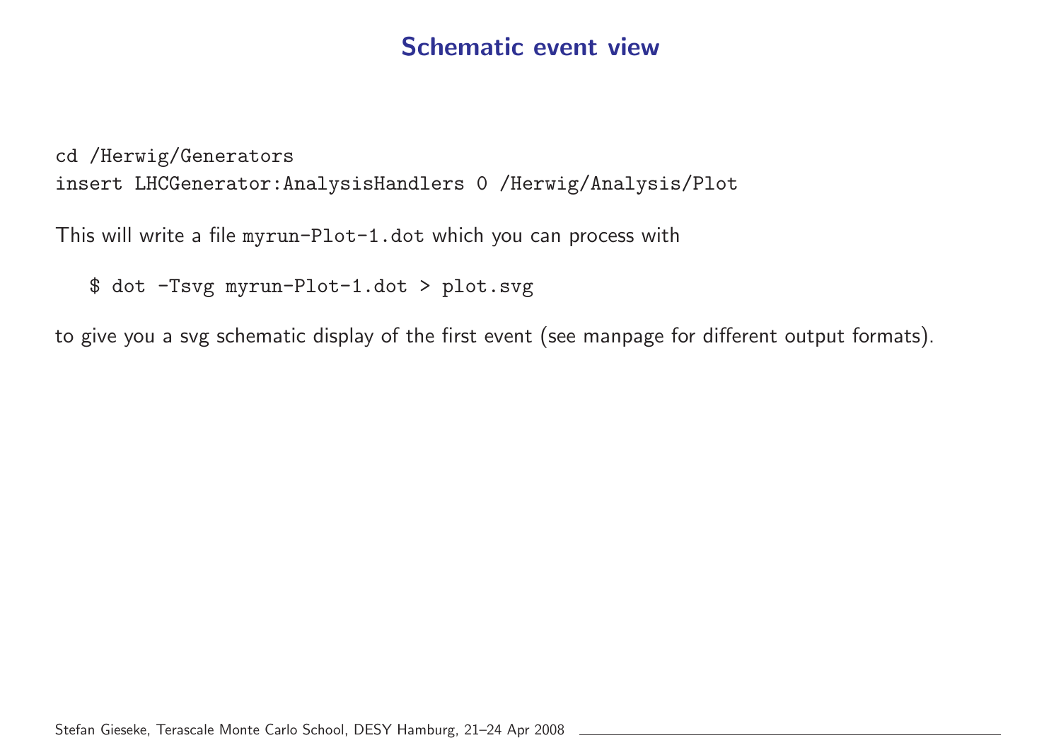# Schematic event view

```
cd /Herwig/Generators
insert LHCGenerator:AnalysisHandlers 0 /Herwig/Analysis/Plot
```

This will write a file `myrun-Plot-1.dot` which you can process with

```
$ dot -Tsvg myrun-Plot-1.dot > plot.svg
```

to give you a svg schematic display of the first event (see manpage for different output formats).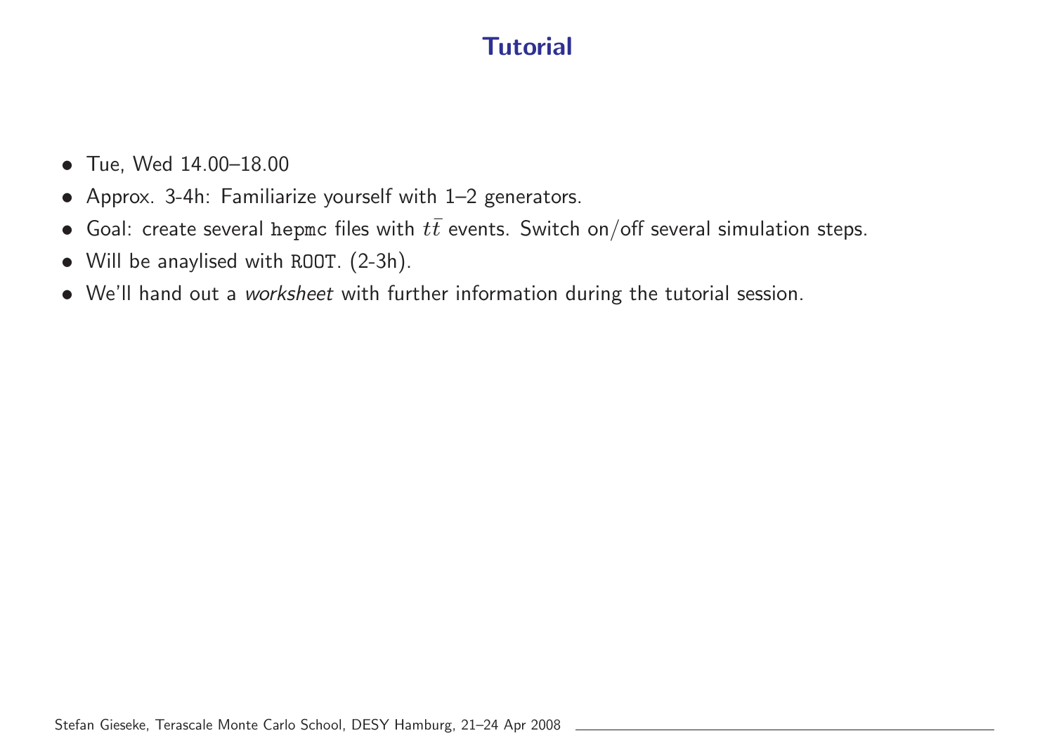# Tutorial

- Tue, Wed 14.00–18.00
- Approx. 3-4h: Familiarize yourself with 1–2 generators.
- Goal: create several `hepmc` files with $t\bar{t}$ events. Switch on/off several simulation steps.
- Will be anaylised with `ROOT`. (2-3h).
- We'll hand out a *worksheet* with further information during the tutorial session.